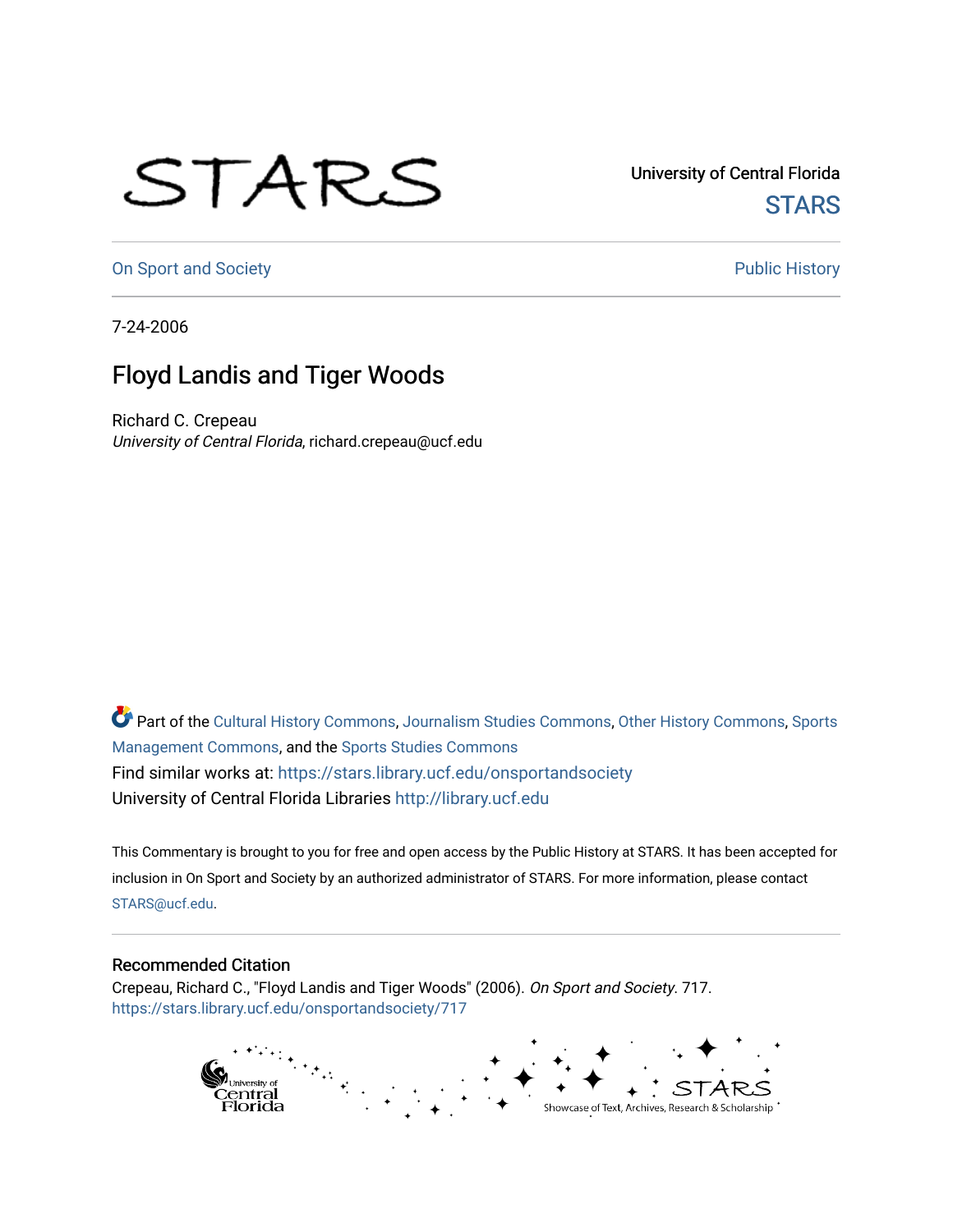University of Central Florida

STARS

On Sport and Society

Public History

7-24-2006

# Floyd Landis and Tiger Woods

Richard C. Crepeau
*University of Central Florida*, richard.crepeau@ucf.edu

Part of the Cultural History Commons, Journalism Studies Commons, Other History Commons, Sports Management Commons, and the Sports Studies Commons

Find similar works at: https://stars.library.ucf.edu/onsportandsociety
University of Central Florida Libraries http://library.ucf.edu

This Commentary is brought to you for free and open access by the Public History at STARS. It has been accepted for inclusion in On Sport and Society by an authorized administrator of STARS. For more information, please contact STARS@ucf.edu.

## Recommended Citation

Crepeau, Richard C., "Floyd Landis and Tiger Woods" (2006). *On Sport and Society*. 717.
https://stars.library.ucf.edu/onsportandsociety/717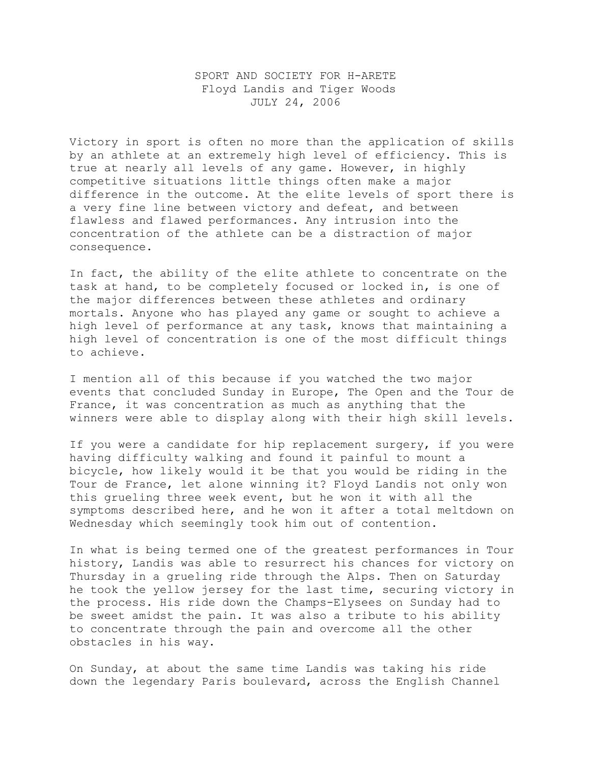# SPORT AND SOCIETY FOR H-ARETE

## Floyd Landis and Tiger Woods

### JULY 24, 2006

Victory in sport is often no more than the application of skills by an athlete at an extremely high level of efficiency. This is true at nearly all levels of any game. However, in highly competitive situations little things often make a major difference in the outcome. At the elite levels of sport there is a very fine line between victory and defeat, and between flawless and flawed performances. Any intrusion into the concentration of the athlete can be a distraction of major consequence.

In fact, the ability of the elite athlete to concentrate on the task at hand, to be completely focused or locked in, is one of the major differences between these athletes and ordinary mortals. Anyone who has played any game or sought to achieve a high level of performance at any task, knows that maintaining a high level of concentration is one of the most difficult things to achieve.

I mention all of this because if you watched the two major events that concluded Sunday in Europe, The Open and the Tour de France, it was concentration as much as anything that the winners were able to display along with their high skill levels.

If you were a candidate for hip replacement surgery, if you were having difficulty walking and found it painful to mount a bicycle, how likely would it be that you would be riding in the Tour de France, let alone winning it? Floyd Landis not only won this grueling three week event, but he won it with all the symptoms described here, and he won it after a total meltdown on Wednesday which seemingly took him out of contention.

In what is being termed one of the greatest performances in Tour history, Landis was able to resurrect his chances for victory on Thursday in a grueling ride through the Alps. Then on Saturday he took the yellow jersey for the last time, securing victory in the process. His ride down the Champs-Elysees on Sunday had to be sweet amidst the pain. It was also a tribute to his ability to concentrate through the pain and overcome all the other obstacles in his way.

On Sunday, at about the same time Landis was taking his ride down the legendary Paris boulevard, across the English Channel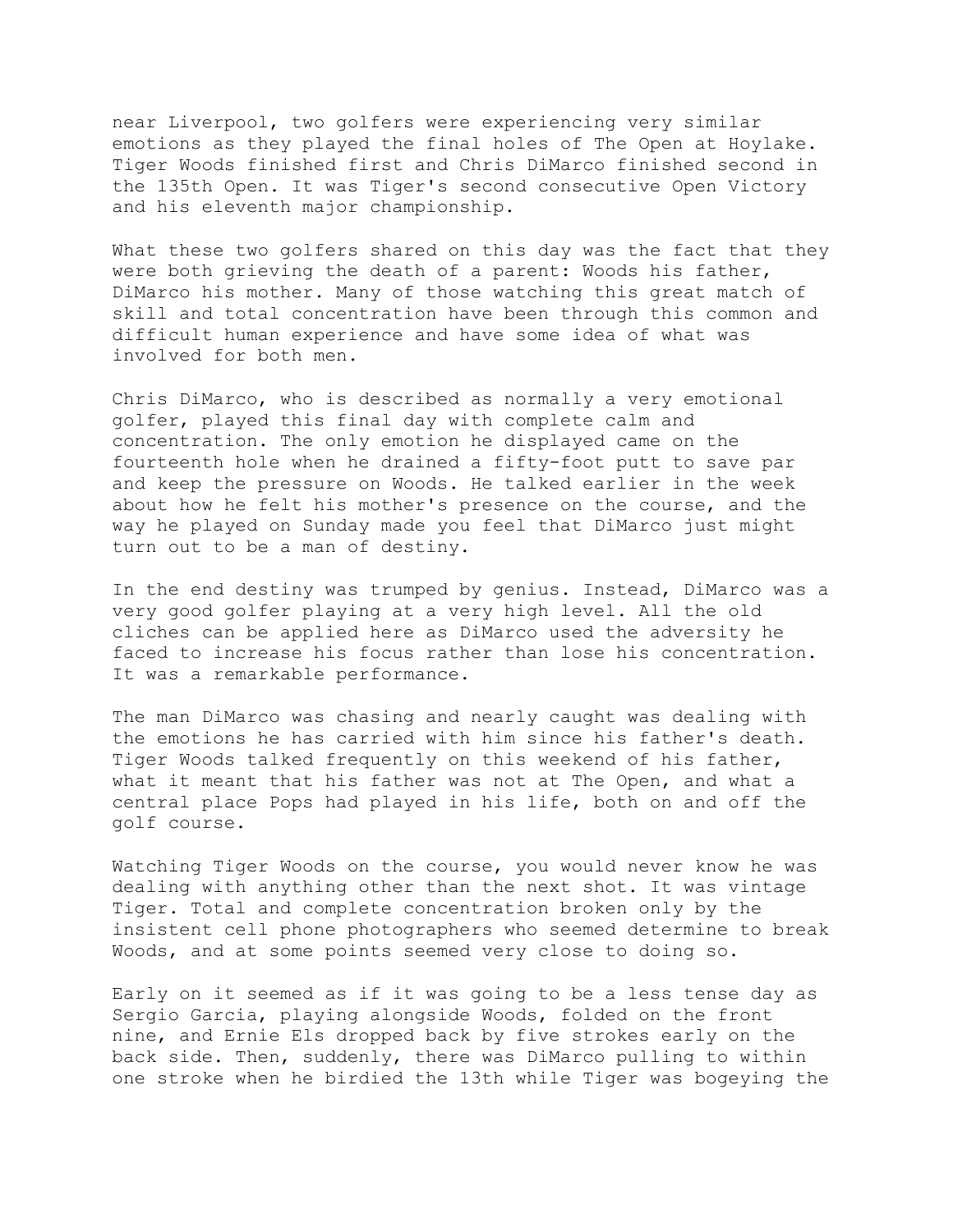near Liverpool, two golfers were experiencing very similar emotions as they played the final holes of The Open at Hoylake. Tiger Woods finished first and Chris DiMarco finished second in the 135th Open. It was Tiger's second consecutive Open Victory and his eleventh major championship.

What these two golfers shared on this day was the fact that they were both grieving the death of a parent: Woods his father, DiMarco his mother. Many of those watching this great match of skill and total concentration have been through this common and difficult human experience and have some idea of what was involved for both men.

Chris DiMarco, who is described as normally a very emotional golfer, played this final day with complete calm and concentration. The only emotion he displayed came on the fourteenth hole when he drained a fifty-foot putt to save par and keep the pressure on Woods. He talked earlier in the week about how he felt his mother's presence on the course, and the way he played on Sunday made you feel that DiMarco just might turn out to be a man of destiny.

In the end destiny was trumped by genius. Instead, DiMarco was a very good golfer playing at a very high level. All the old cliches can be applied here as DiMarco used the adversity he faced to increase his focus rather than lose his concentration. It was a remarkable performance.

The man DiMarco was chasing and nearly caught was dealing with the emotions he has carried with him since his father's death. Tiger Woods talked frequently on this weekend of his father, what it meant that his father was not at The Open, and what a central place Pops had played in his life, both on and off the golf course.

Watching Tiger Woods on the course, you would never know he was dealing with anything other than the next shot. It was vintage Tiger. Total and complete concentration broken only by the insistent cell phone photographers who seemed determine to break Woods, and at some points seemed very close to doing so.

Early on it seemed as if it was going to be a less tense day as Sergio Garcia, playing alongside Woods, folded on the front nine, and Ernie Els dropped back by five strokes early on the back side. Then, suddenly, there was DiMarco pulling to within one stroke when he birdied the 13th while Tiger was bogeying the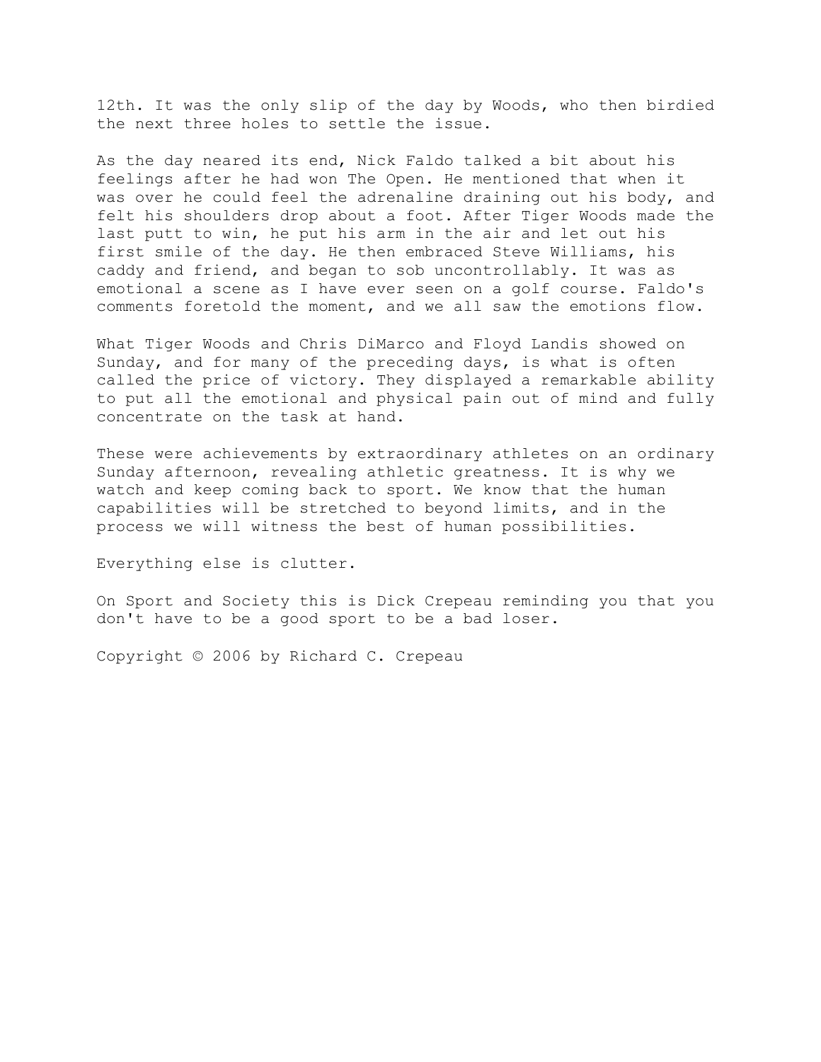12th. It was the only slip of the day by Woods, who then birdied the next three holes to settle the issue.

As the day neared its end, Nick Faldo talked a bit about his feelings after he had won The Open. He mentioned that when it was over he could feel the adrenaline draining out his body, and felt his shoulders drop about a foot. After Tiger Woods made the last putt to win, he put his arm in the air and let out his first smile of the day. He then embraced Steve Williams, his caddy and friend, and began to sob uncontrollably. It was as emotional a scene as I have ever seen on a golf course. Faldo's comments foretold the moment, and we all saw the emotions flow.

What Tiger Woods and Chris DiMarco and Floyd Landis showed on Sunday, and for many of the preceding days, is what is often called the price of victory. They displayed a remarkable ability to put all the emotional and physical pain out of mind and fully concentrate on the task at hand.

These were achievements by extraordinary athletes on an ordinary Sunday afternoon, revealing athletic greatness. It is why we watch and keep coming back to sport. We know that the human capabilities will be stretched to beyond limits, and in the process we will witness the best of human possibilities.

Everything else is clutter.

On Sport and Society this is Dick Crepeau reminding you that you don't have to be a good sport to be a bad loser.

Copyright © 2006 by Richard C. Crepeau